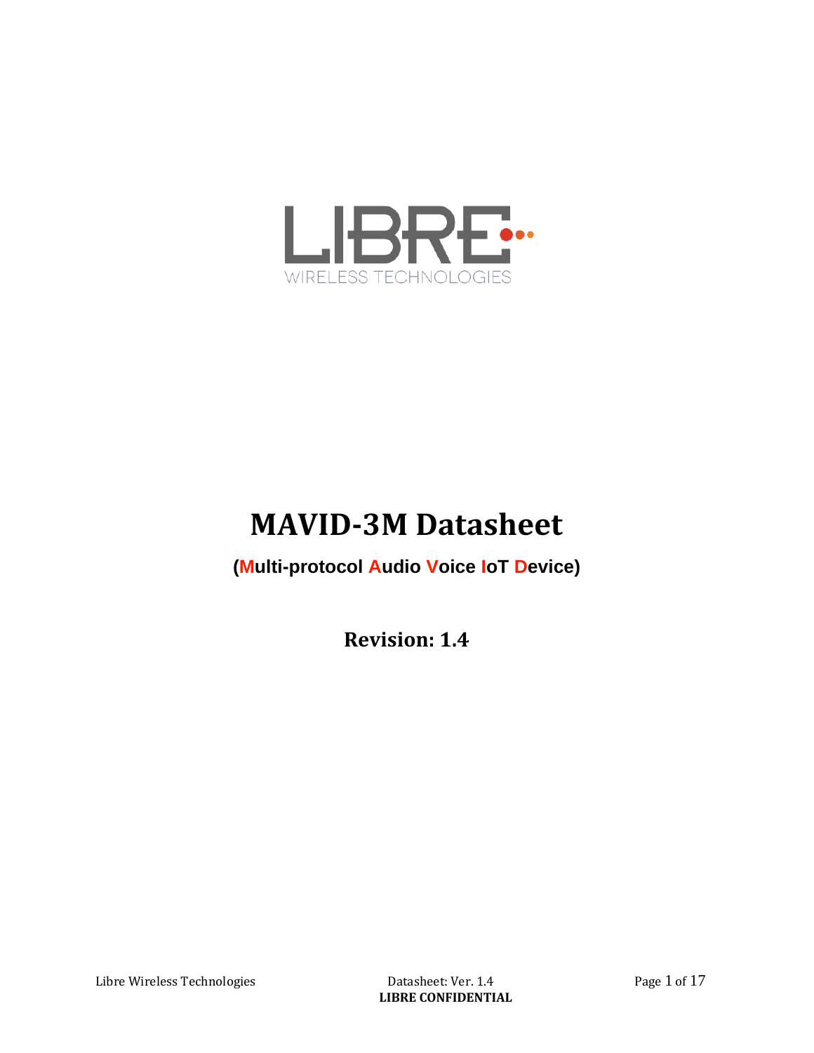# MAVID-3M Datasheet

**(Multi-protocol Audio Voice IoT Device)**

**Revision: 1.4**

**LIBRE CONFIDENTIAL**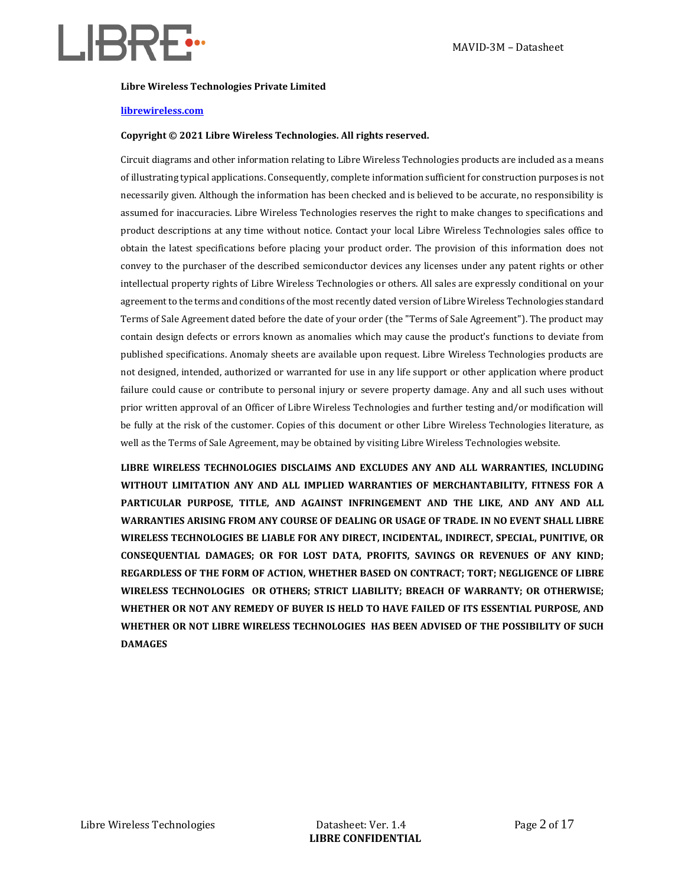**Libre Wireless Technologies Private Limited**

[librewireless.com](librewireless.com)

**Copyright © 2021 Libre Wireless Technologies. All rights reserved.**

Circuit diagrams and other information relating to Libre Wireless Technologies products are included as a means of illustrating typical applications. Consequently, complete information sufficient for construction purposes is not necessarily given. Although the information has been checked and is believed to be accurate, no responsibility is assumed for inaccuracies. Libre Wireless Technologies reserves the right to make changes to specifications and product descriptions at any time without notice. Contact your local Libre Wireless Technologies sales office to obtain the latest specifications before placing your product order. The provision of this information does not convey to the purchaser of the described semiconductor devices any licenses under any patent rights or other intellectual property rights of Libre Wireless Technologies or others. All sales are expressly conditional on your agreement to the terms and conditions of the most recently dated version of Libre Wireless Technologies standard Terms of Sale Agreement dated before the date of your order (the "Terms of Sale Agreement"). The product may contain design defects or errors known as anomalies which may cause the product's functions to deviate from published specifications. Anomaly sheets are available upon request. Libre Wireless Technologies products are not designed, intended, authorized or warranted for use in any life support or other application where product failure could cause or contribute to personal injury or severe property damage. Any and all such uses without prior written approval of an Officer of Libre Wireless Technologies and further testing and/or modification will be fully at the risk of the customer. Copies of this document or other Libre Wireless Technologies literature, as well as the Terms of Sale Agreement, may be obtained by visiting Libre Wireless Technologies website.

**LIBRE WIRELESS TECHNOLOGIES DISCLAIMS AND EXCLUDES ANY AND ALL WARRANTIES, INCLUDING WITHOUT LIMITATION ANY AND ALL IMPLIED WARRANTIES OF MERCHANTABILITY, FITNESS FOR A PARTICULAR PURPOSE, TITLE, AND AGAINST INFRINGEMENT AND THE LIKE, AND ANY AND ALL WARRANTIES ARISING FROM ANY COURSE OF DEALING OR USAGE OF TRADE. IN NO EVENT SHALL LIBRE WIRELESS TECHNOLOGIES BE LIABLE FOR ANY DIRECT, INCIDENTAL, INDIRECT, SPECIAL, PUNITIVE, OR CONSEQUENTIAL DAMAGES; OR FOR LOST DATA, PROFITS, SAVINGS OR REVENUES OF ANY KIND; REGARDLESS OF THE FORM OF ACTION, WHETHER BASED ON CONTRACT; TORT; NEGLIGENCE OF LIBRE WIRELESS TECHNOLOGIES OR OTHERS; STRICT LIABILITY; BREACH OF WARRANTY; OR OTHERWISE; WHETHER OR NOT ANY REMEDY OF BUYER IS HELD TO HAVE FAILED OF ITS ESSENTIAL PURPOSE, AND WHETHER OR NOT LIBRE WIRELESS TECHNOLOGIES HAS BEEN ADVISED OF THE POSSIBILITY OF SUCH DAMAGES**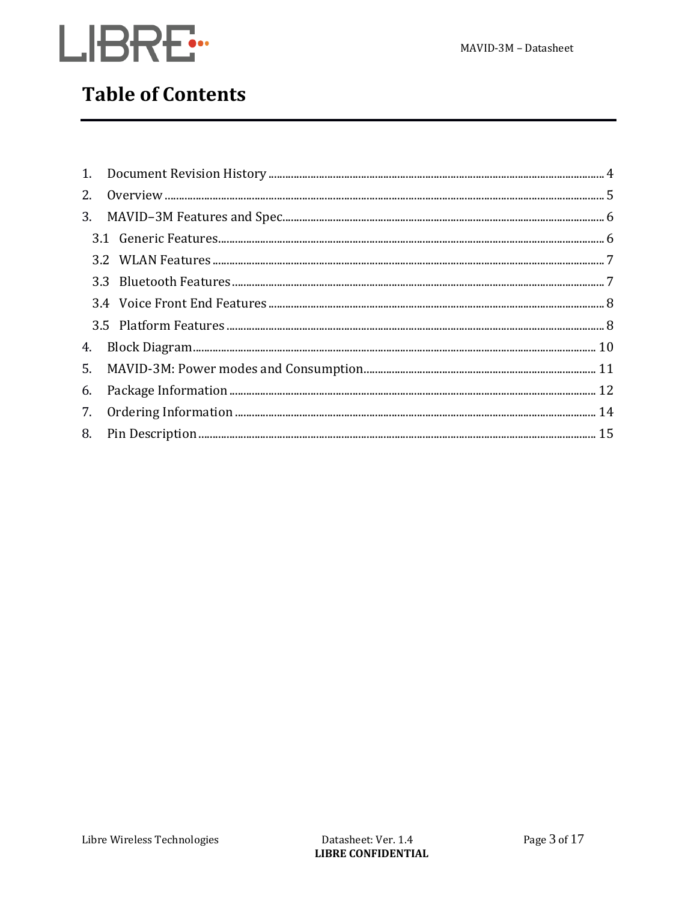# Table of Contents

1. Document Revision History ........ 4
2. Overview ........ 5
3. MAVID–3M Features and Spec........ 6
   - 3.1 Generic Features........ 6
   - 3.2 WLAN Features ........ 7
   - 3.3 Bluetooth Features ........ 7
   - 3.4 Voice Front End Features ........ 8
   - 3.5 Platform Features ........ 8
4. Block Diagram........ 10
5. MAVID-3M: Power modes and Consumption........ 11
6. Package Information ........ 12
7. Ordering Information ........ 14
8. Pin Description ........ 15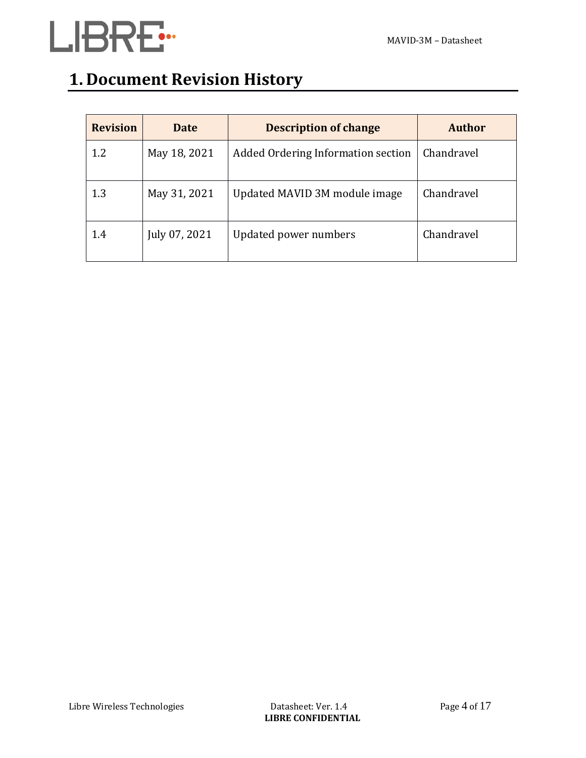# 1. Document Revision History

| Revision | Date | Description of change | Author |
|---|---|---|---|
| 1.2 | May 18, 2021 | Added Ordering Information section | Chandravel |
| 1.3 | May 31, 2021 | Updated MAVID 3M module image | Chandravel |
| 1.4 | July 07, 2021 | Updated power numbers | Chandravel |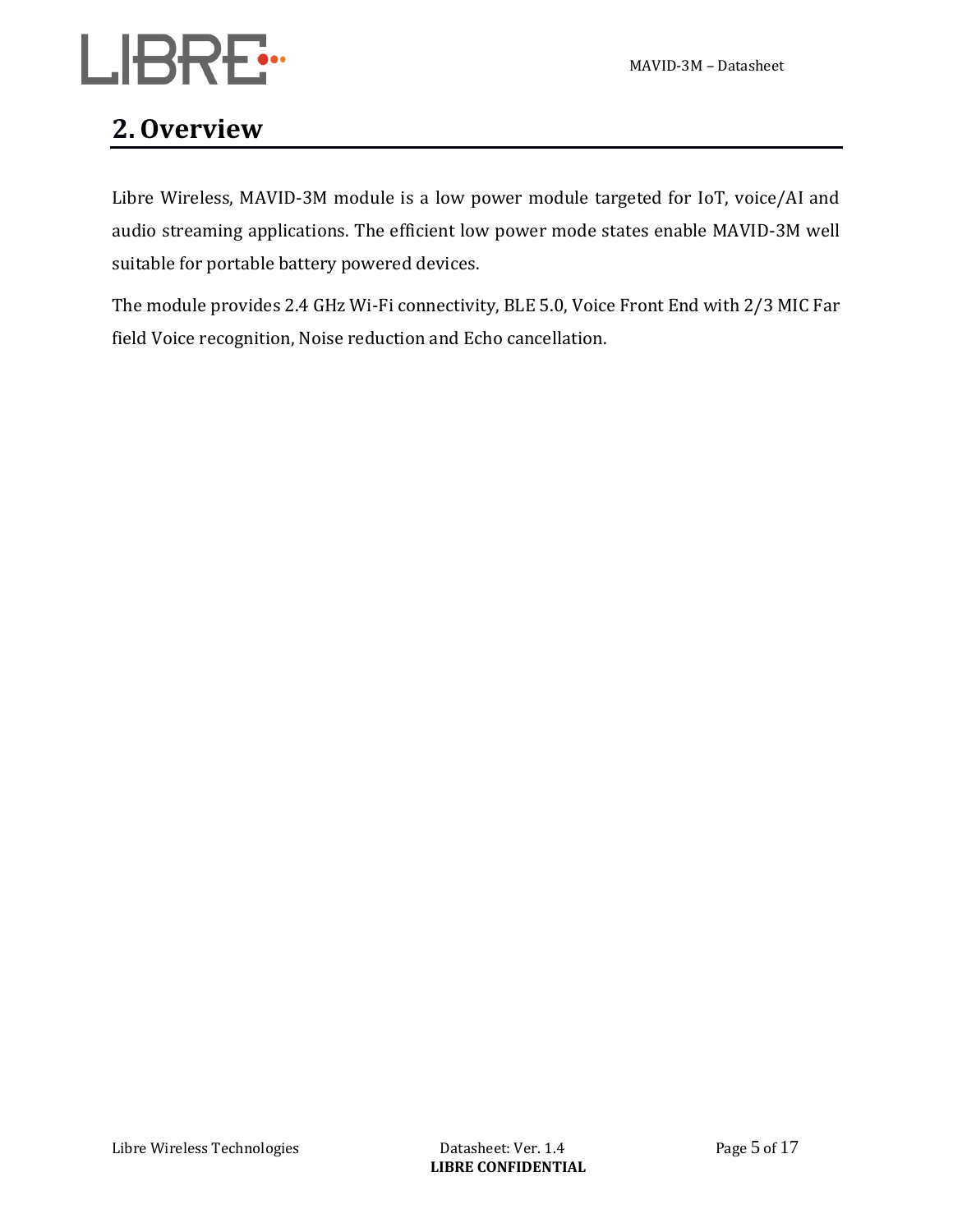# 2. Overview

Libre Wireless, MAVID-3M module is a low power module targeted for IoT, voice/AI and audio streaming applications. The efficient low power mode states enable MAVID-3M well suitable for portable battery powered devices.

The module provides 2.4 GHz Wi-Fi connectivity, BLE 5.0, Voice Front End with 2/3 MIC Far field Voice recognition, Noise reduction and Echo cancellation.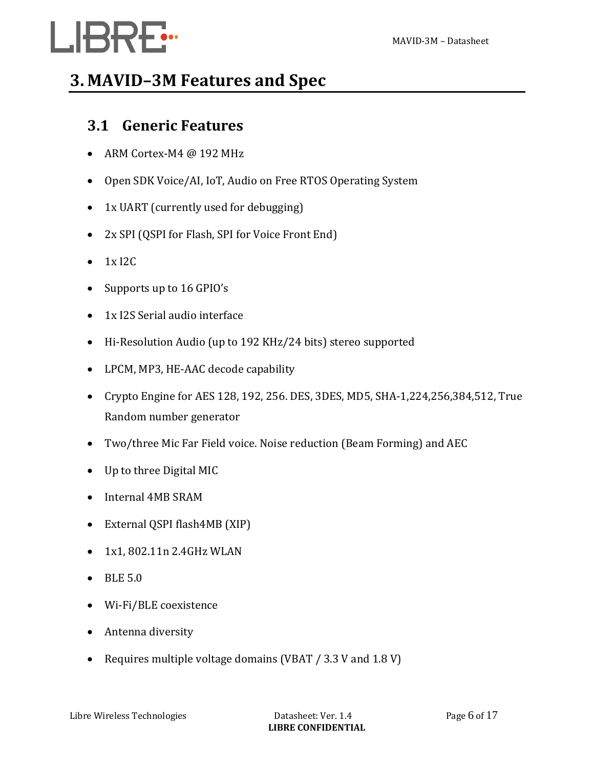# 3. MAVID–3M Features and Spec

## 3.1 Generic Features

- ARM Cortex-M4 @ 192 MHz
- Open SDK Voice/AI, IoT, Audio on Free RTOS Operating System
- 1x UART (currently used for debugging)
- 2x SPI (QSPI for Flash, SPI for Voice Front End)
- 1x I2C
- Supports up to 16 GPIO's
- 1x I2S Serial audio interface
- Hi-Resolution Audio (up to 192 KHz/24 bits) stereo supported
- LPCM, MP3, HE-AAC decode capability
- Crypto Engine for AES 128, 192, 256. DES, 3DES, MD5, SHA-1,224,256,384,512, True Random number generator
- Two/three Mic Far Field voice. Noise reduction (Beam Forming) and AEC
- Up to three Digital MIC
- Internal 4MB SRAM
- External QSPI flash4MB (XIP)
- 1x1, 802.11n 2.4GHz WLAN
- BLE 5.0
- Wi-Fi/BLE coexistence
- Antenna diversity
- Requires multiple voltage domains (VBAT / 3.3 V and 1.8 V)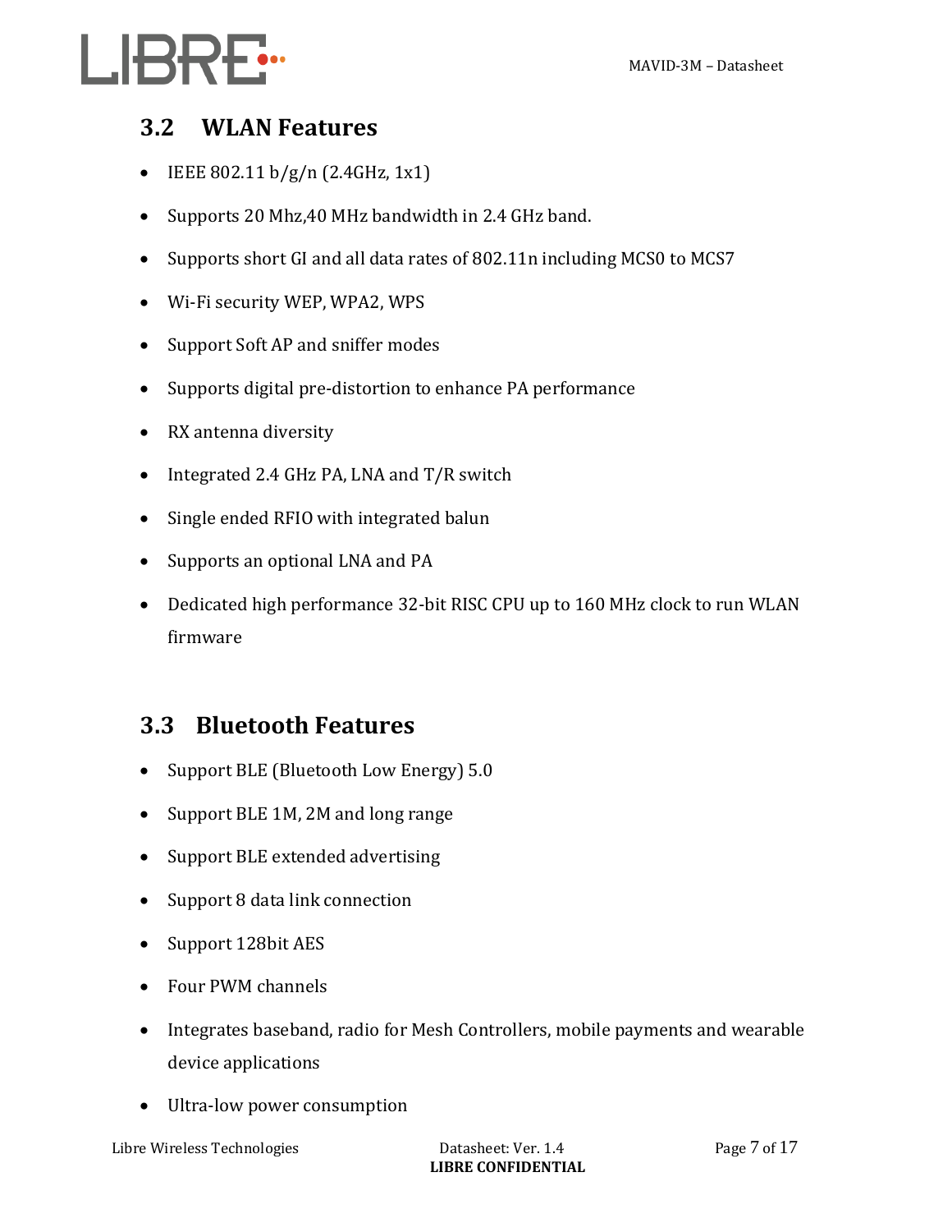## 3.2 WLAN Features

- IEEE 802.11 b/g/n (2.4GHz, 1x1)
- Supports 20 Mhz,40 MHz bandwidth in 2.4 GHz band.
- Supports short GI and all data rates of 802.11n including MCS0 to MCS7
- Wi-Fi security WEP, WPA2, WPS
- Support Soft AP and sniffer modes
- Supports digital pre-distortion to enhance PA performance
- RX antenna diversity
- Integrated 2.4 GHz PA, LNA and T/R switch
- Single ended RFIO with integrated balun
- Supports an optional LNA and PA
- Dedicated high performance 32-bit RISC CPU up to 160 MHz clock to run WLAN firmware

## 3.3 Bluetooth Features

- Support BLE (Bluetooth Low Energy) 5.0
- Support BLE 1M, 2M and long range
- Support BLE extended advertising
- Support 8 data link connection
- Support 128bit AES
- Four PWM channels
- Integrates baseband, radio for Mesh Controllers, mobile payments and wearable device applications
- Ultra-low power consumption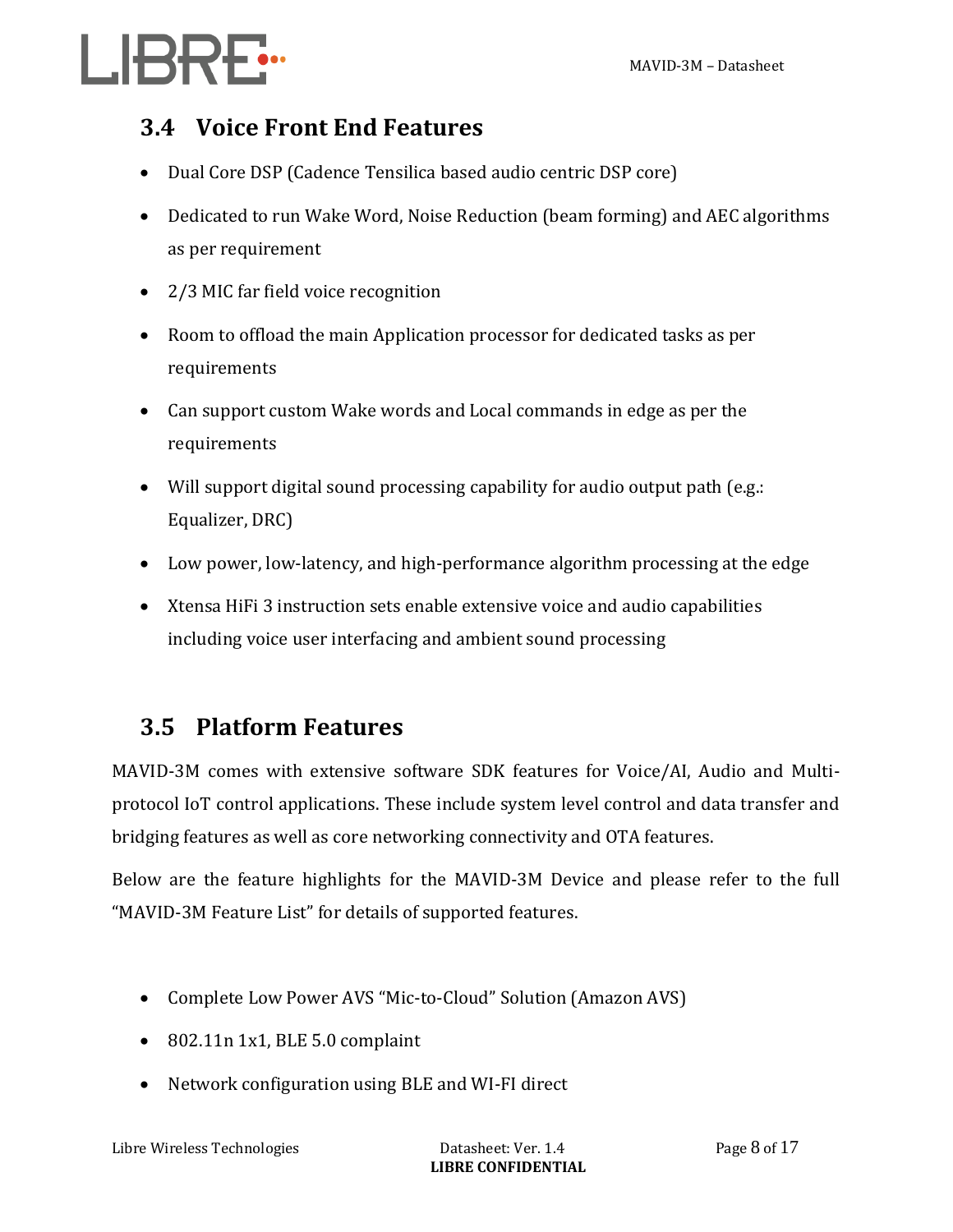## 3.4 Voice Front End Features

- Dual Core DSP (Cadence Tensilica based audio centric DSP core)
- Dedicated to run Wake Word, Noise Reduction (beam forming) and AEC algorithms as per requirement
- 2/3 MIC far field voice recognition
- Room to offload the main Application processor for dedicated tasks as per requirements
- Can support custom Wake words and Local commands in edge as per the requirements
- Will support digital sound processing capability for audio output path (e.g.: Equalizer, DRC)
- Low power, low-latency, and high-performance algorithm processing at the edge
- Xtensa HiFi 3 instruction sets enable extensive voice and audio capabilities including voice user interfacing and ambient sound processing

## 3.5 Platform Features

MAVID-3M comes with extensive software SDK features for Voice/AI, Audio and Multi-protocol IoT control applications. These include system level control and data transfer and bridging features as well as core networking connectivity and OTA features.

Below are the feature highlights for the MAVID-3M Device and please refer to the full "MAVID-3M Feature List" for details of supported features.

- Complete Low Power AVS "Mic-to-Cloud" Solution (Amazon AVS)
- 802.11n 1x1, BLE 5.0 complaint
- Network configuration using BLE and WI-FI direct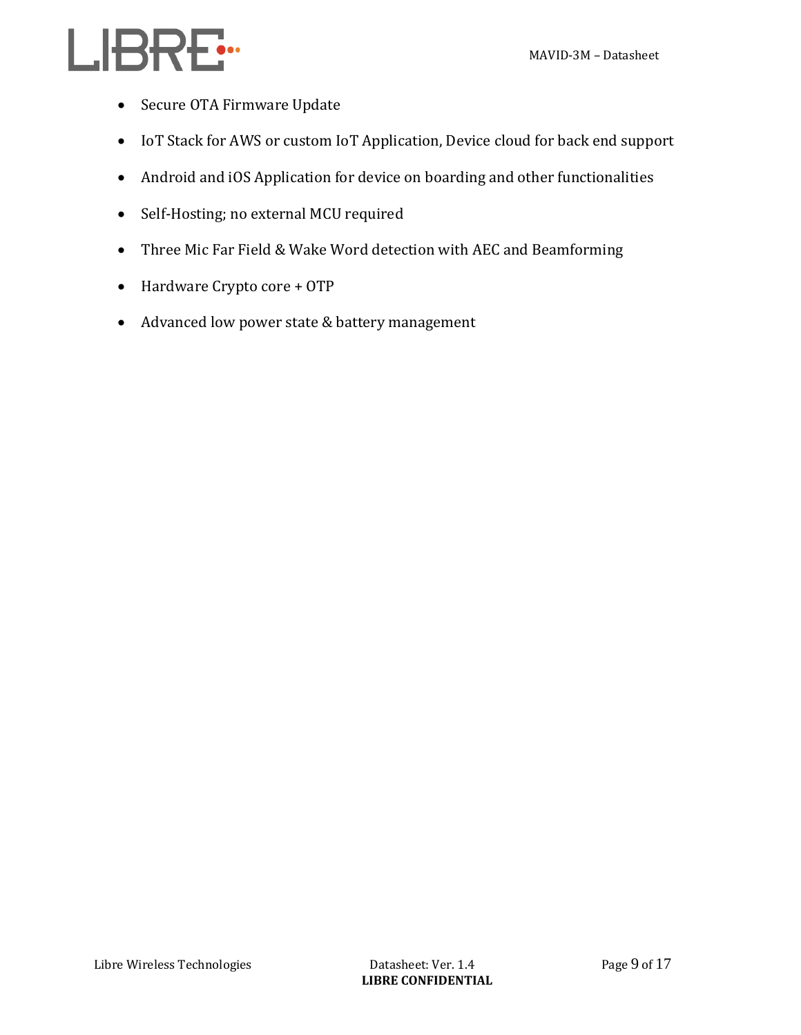- Secure OTA Firmware Update
- IoT Stack for AWS or custom IoT Application, Device cloud for back end support
- Android and iOS Application for device on boarding and other functionalities
- Self-Hosting; no external MCU required
- Three Mic Far Field & Wake Word detection with AEC and Beamforming
- Hardware Crypto core + OTP
- Advanced low power state & battery management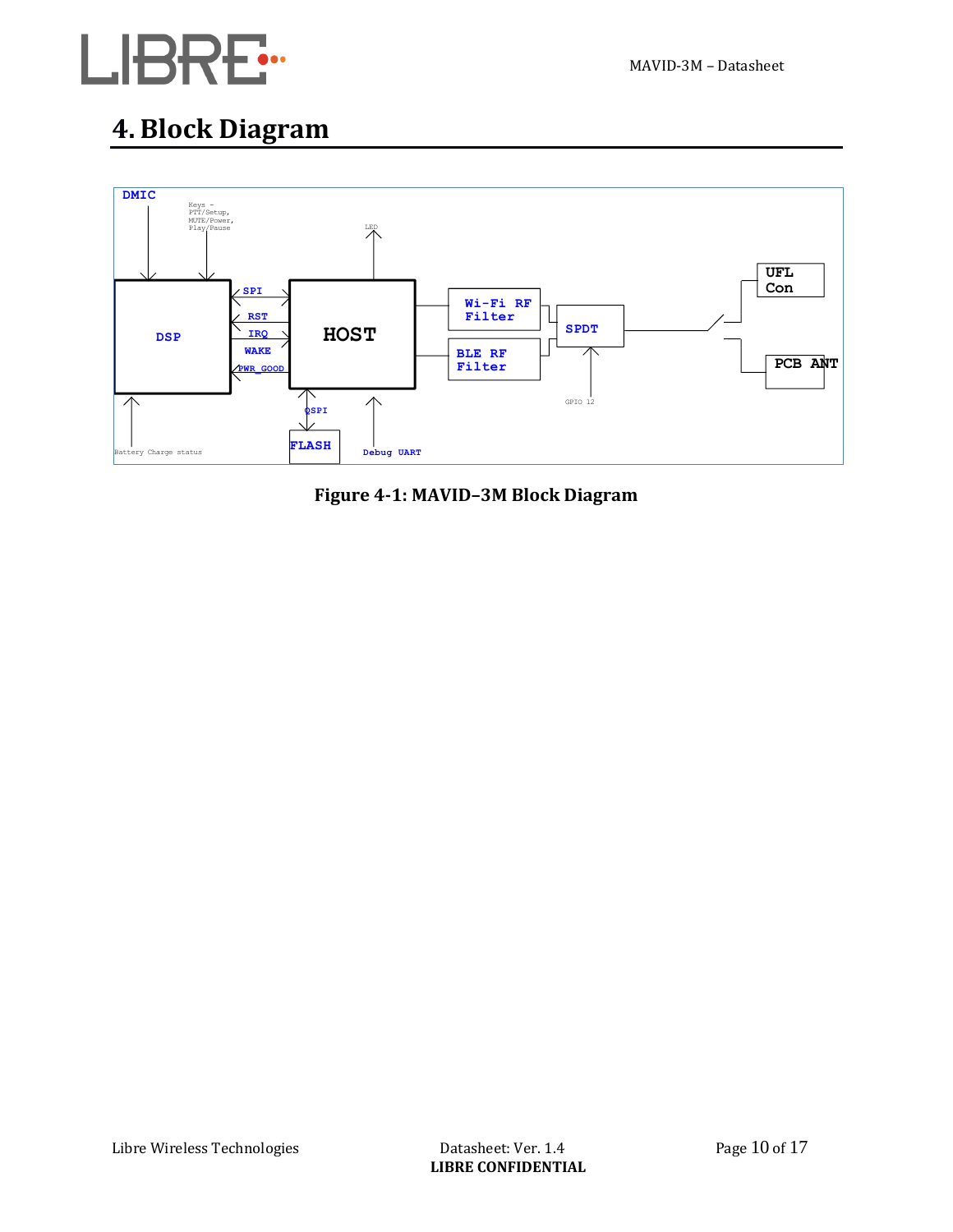# 4. Block Diagram

DMIC

Keys - PTT/Setup, MUTE/Power, Play/Pause

LED

DSP

SPI

RST

IRQ

WAKE

PWR_GOOD

HOST

Wi-Fi RF Filter

BLE RF Filter

SPDT

UFL Con

PCB ANT

GPIO 12

QSPI

FLASH

Debug UART

Battery Charge status

**Figure 4-1: MAVID–3M Block Diagram**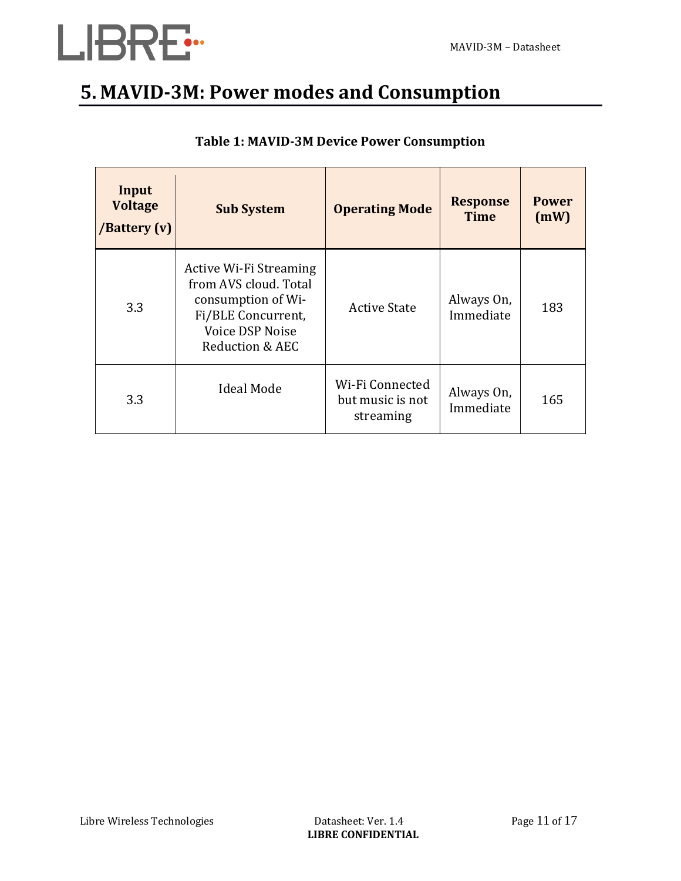# 5. MAVID-3M: Power modes and Consumption

**Table 1: MAVID-3M Device Power Consumption**

| Input Voltage /Battery (v) | Sub System | Operating Mode | Response Time | Power (mW) |
|---|---|---|---|---|
| 3.3 | Active Wi-Fi Streaming from AVS cloud. Total consumption of Wi-Fi/BLE Concurrent, Voice DSP Noise Reduction & AEC | Active State | Always On, Immediate | 183 |
| 3.3 | Ideal Mode | Wi-Fi Connected but music is not streaming | Always On, Immediate | 165 |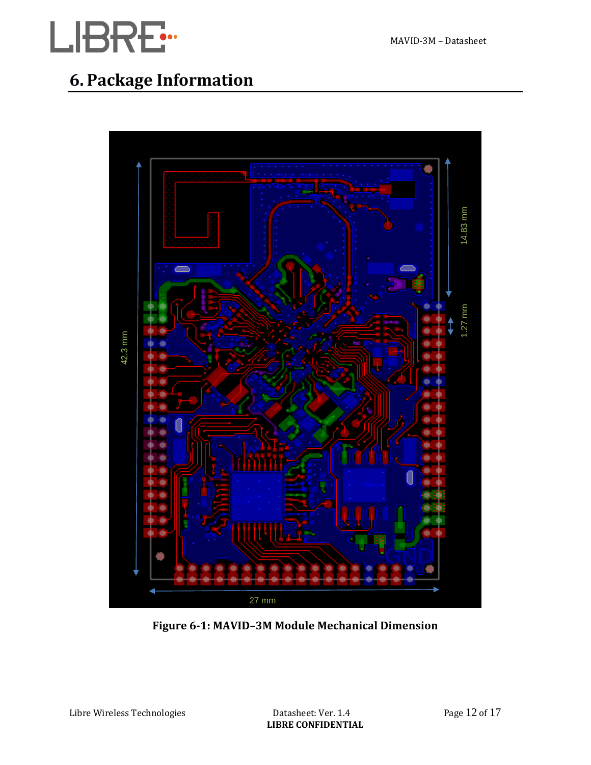# 6. Package Information

**Figure 6-1: MAVID–3M Module Mechanical Dimension**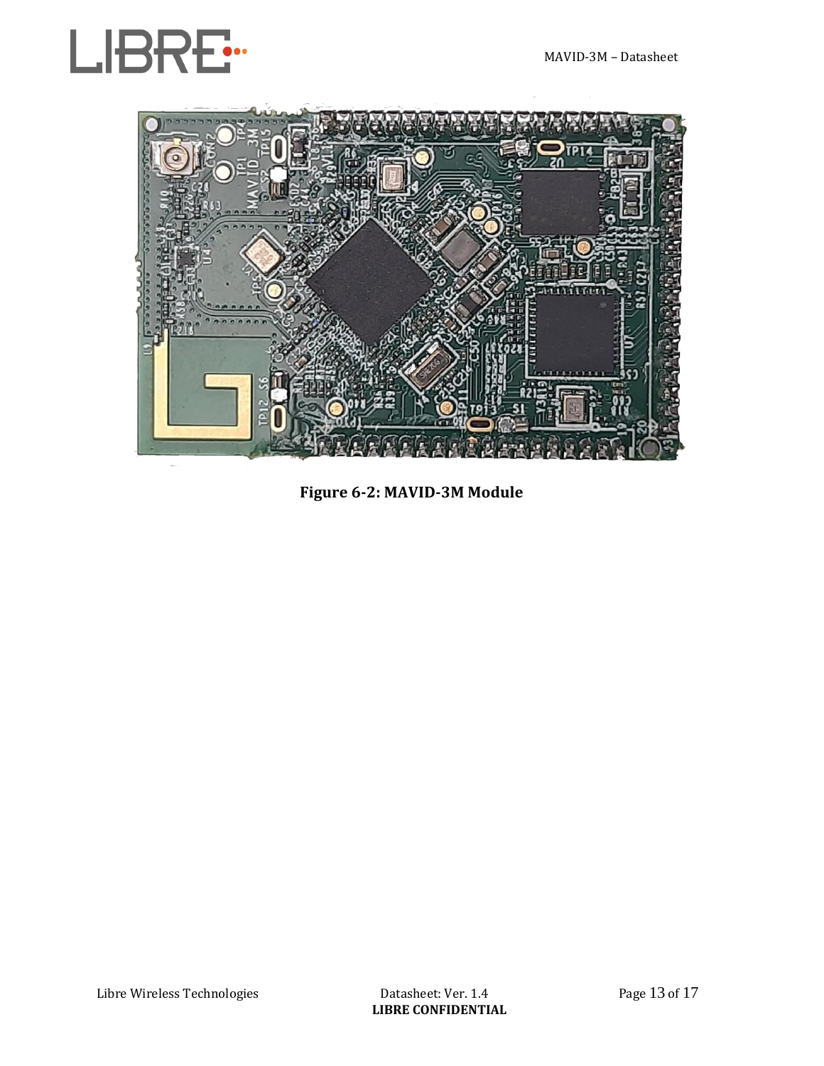Figure 6-2: MAVID-3M Module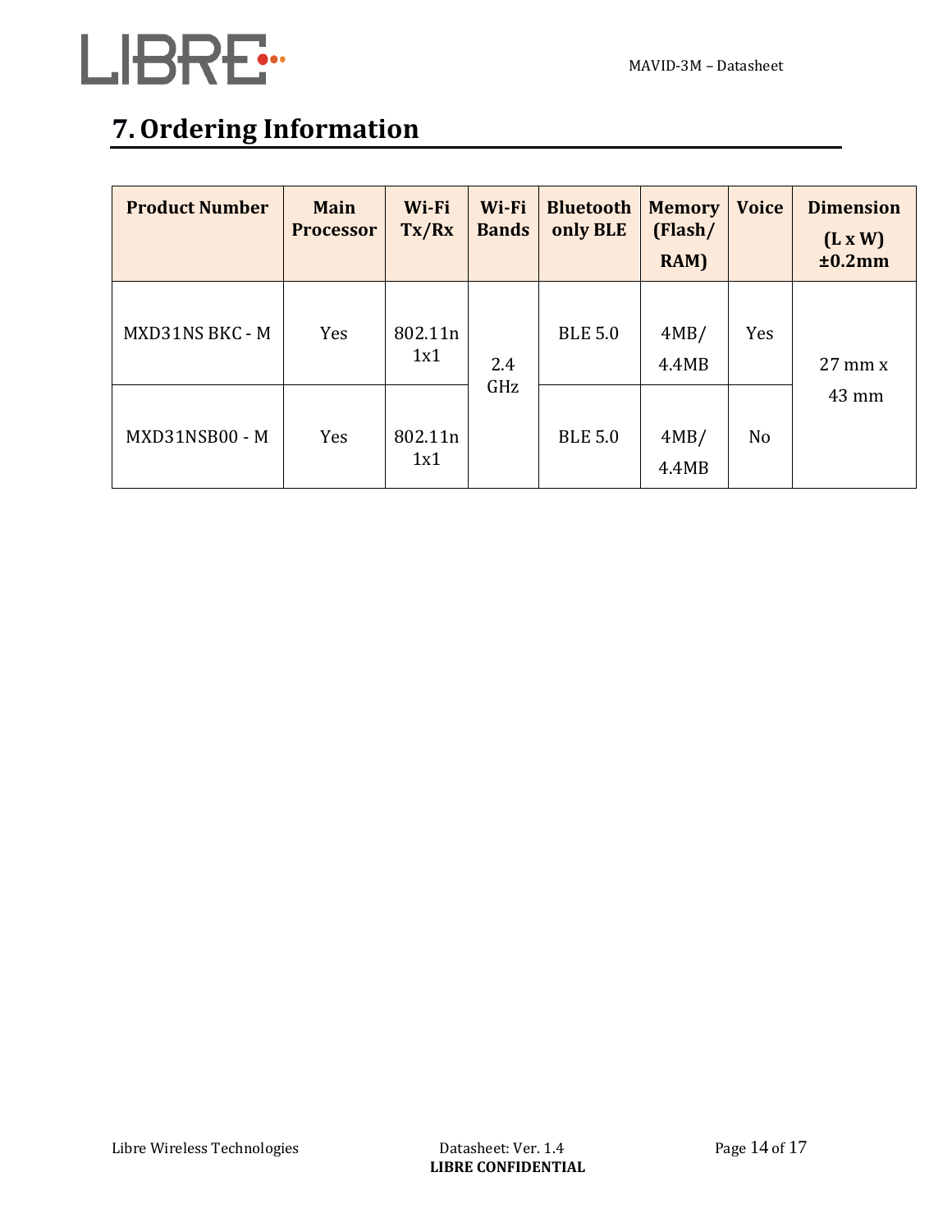# 7. Ordering Information

| Product Number | Main Processor | Wi-Fi Tx/Rx | Wi-Fi Bands | Bluetooth only BLE | Memory (Flash/ RAM) | Voice | Dimension (L x W) ±0.2mm |
|---|---|---|---|---|---|---|---|
| MXD31NS BKC - M | Yes | 802.11n 1x1 | 2.4 GHz | BLE 5.0 | 4MB/ 4.4MB | Yes | 27 mm x 43 mm |
| MXD31NSB00 - M | Yes | 802.11n 1x1 | | BLE 5.0 | 4MB/ 4.4MB | No | |

Libre Wireless Technologies Datasheet: Ver. 1.4

LIBRE CONFIDENTIAL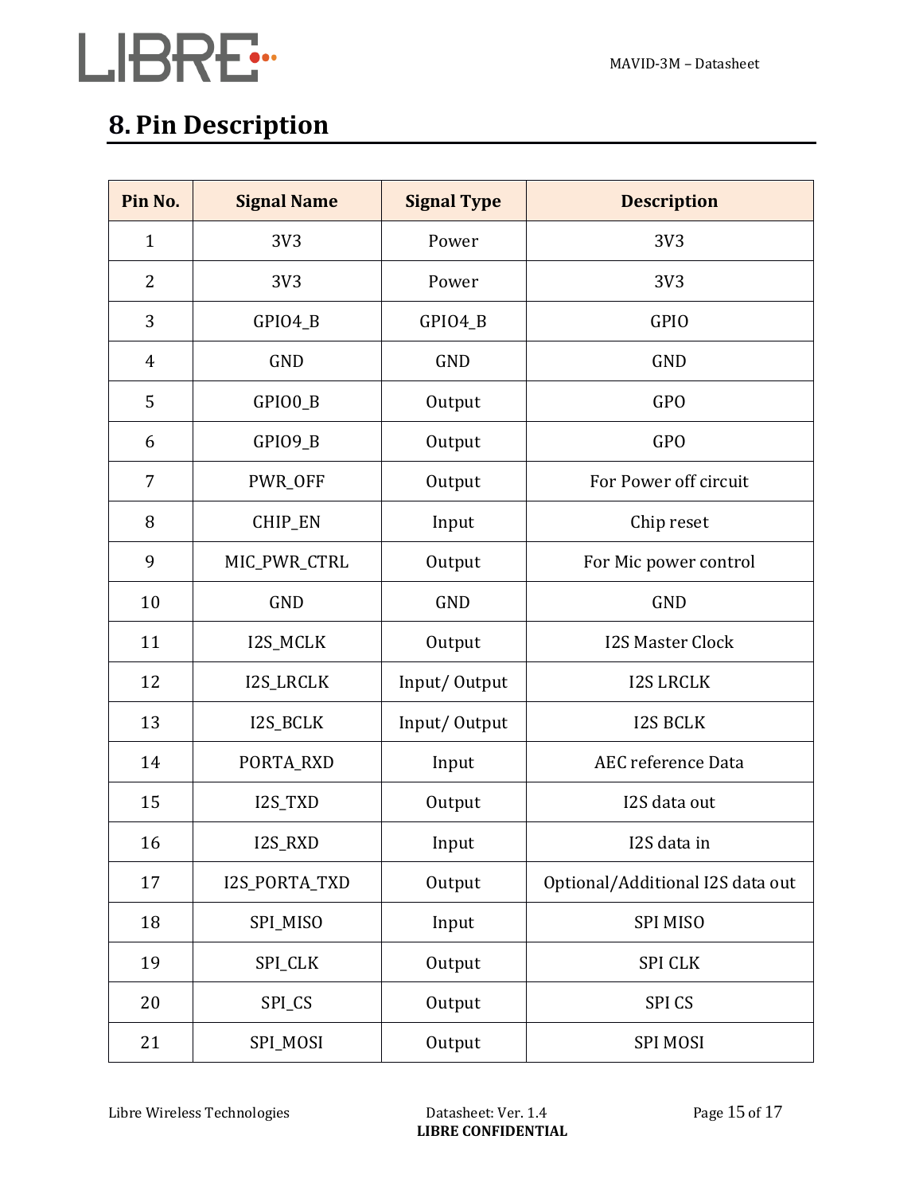# 8. Pin Description

| Pin No. | Signal Name | Signal Type | Description |
|---|---|---|---|
| 1 | 3V3 | Power | 3V3 |
| 2 | 3V3 | Power | 3V3 |
| 3 | GPIO4_B | GPIO4_B | GPIO |
| 4 | GND | GND | GND |
| 5 | GPIO0_B | Output | GPO |
| 6 | GPIO9_B | Output | GPO |
| 7 | PWR_OFF | Output | For Power off circuit |
| 8 | CHIP_EN | Input | Chip reset |
| 9 | MIC_PWR_CTRL | Output | For Mic power control |
| 10 | GND | GND | GND |
| 11 | I2S_MCLK | Output | I2S Master Clock |
| 12 | I2S_LRCLK | Input/ Output | I2S LRCLK |
| 13 | I2S_BCLK | Input/ Output | I2S BCLK |
| 14 | PORTA_RXD | Input | AEC reference Data |
| 15 | I2S_TXD | Output | I2S data out |
| 16 | I2S_RXD | Input | I2S data in |
| 17 | I2S_PORTA_TXD | Output | Optional/Additional I2S data out |
| 18 | SPI_MISO | Input | SPI MISO |
| 19 | SPI_CLK | Output | SPI CLK |
| 20 | SPI_CS | Output | SPI CS |
| 21 | SPI_MOSI | Output | SPI MOSI |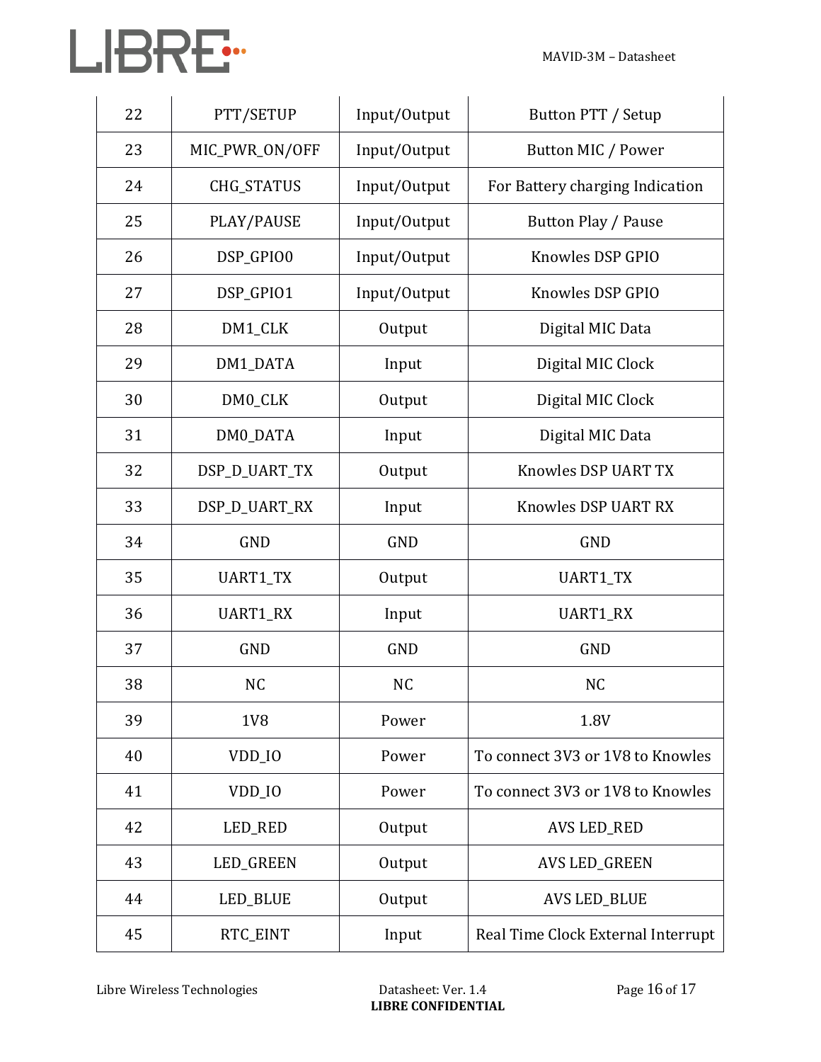| 22 | PTT/SETUP | Input/Output | Button PTT / Setup |
|---|---|---|---|
| 23 | MIC_PWR_ON/OFF | Input/Output | Button MIC / Power |
| 24 | CHG_STATUS | Input/Output | For Battery charging Indication |
| 25 | PLAY/PAUSE | Input/Output | Button Play / Pause |
| 26 | DSP_GPIO0 | Input/Output | Knowles DSP GPIO |
| 27 | DSP_GPIO1 | Input/Output | Knowles DSP GPIO |
| 28 | DM1_CLK | Output | Digital MIC Data |
| 29 | DM1_DATA | Input | Digital MIC Clock |
| 30 | DM0_CLK | Output | Digital MIC Clock |
| 31 | DM0_DATA | Input | Digital MIC Data |
| 32 | DSP_D_UART_TX | Output | Knowles DSP UART TX |
| 33 | DSP_D_UART_RX | Input | Knowles DSP UART RX |
| 34 | GND | GND | GND |
| 35 | UART1_TX | Output | UART1_TX |
| 36 | UART1_RX | Input | UART1_RX |
| 37 | GND | GND | GND |
| 38 | NC | NC | NC |
| 39 | 1V8 | Power | 1.8V |
| 40 | VDD_IO | Power | To connect 3V3 or 1V8 to Knowles |
| 41 | VDD_IO | Power | To connect 3V3 or 1V8 to Knowles |
| 42 | LED_RED | Output | AVS LED_RED |
| 43 | LED_GREEN | Output | AVS LED_GREEN |
| 44 | LED_BLUE | Output | AVS LED_BLUE |
| 45 | RTC_EINT | Input | Real Time Clock External Interrupt |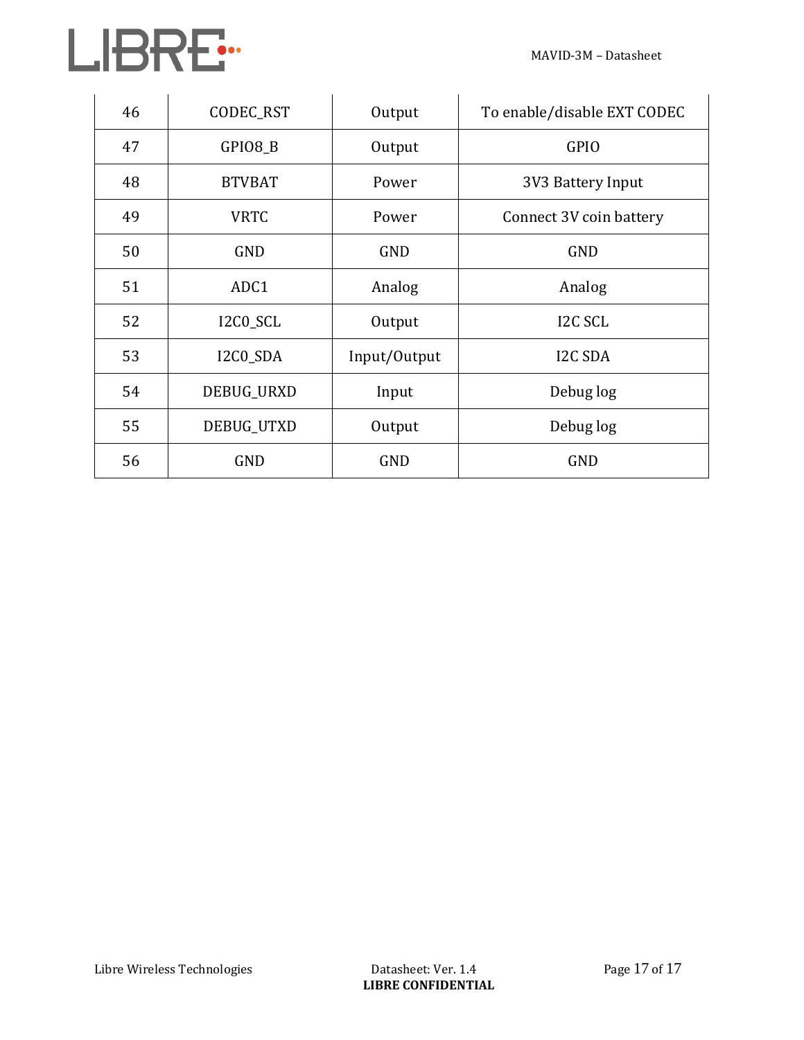| | | | |
|---|---|---|---|
| 46 | CODEC_RST | Output | To enable/disable EXT CODEC |
| 47 | GPIO8_B | Output | GPIO |
| 48 | BTVBAT | Power | 3V3 Battery Input |
| 49 | VRTC | Power | Connect 3V coin battery |
| 50 | GND | GND | GND |
| 51 | ADC1 | Analog | Analog |
| 52 | I2C0_SCL | Output | I2C SCL |
| 53 | I2C0_SDA | Input/Output | I2C SDA |
| 54 | DEBUG_URXD | Input | Debug log |
| 55 | DEBUG_UTXD | Output | Debug log |
| 56 | GND | GND | GND |